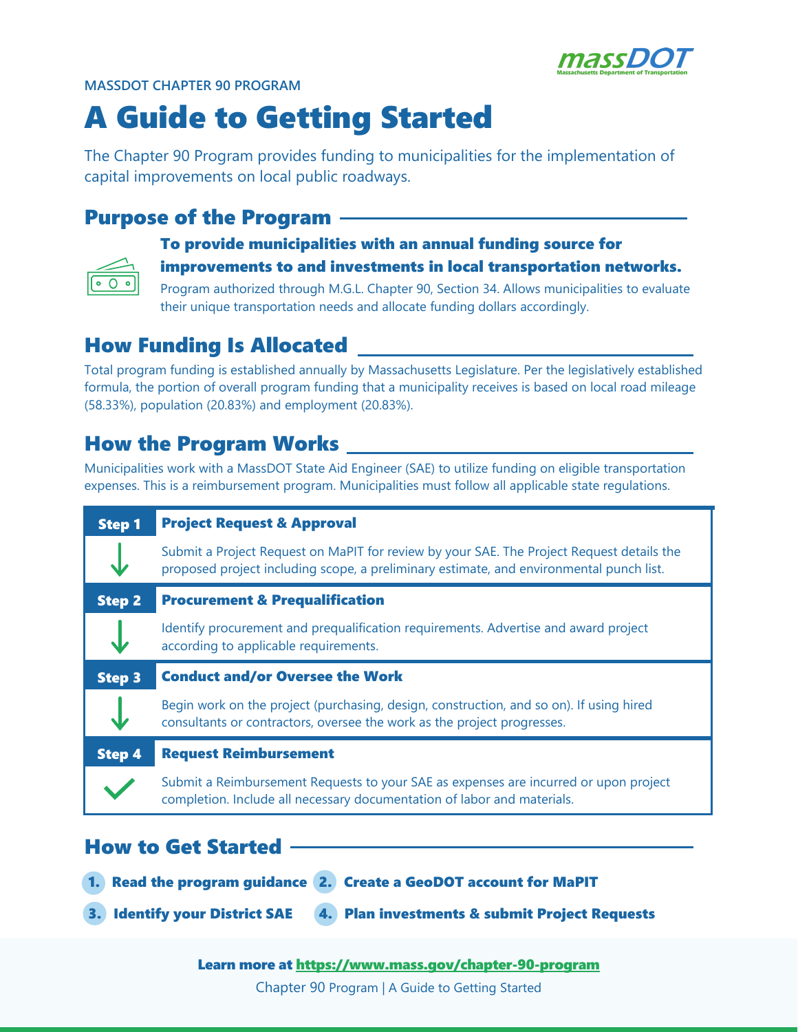MASSDOT CHAPTER 90 PROGRAM

# A Guide to Getting Started

The Chapter 90 Program provides funding to municipalities for the implementation of capital improvements on local public roadways.

## Purpose of the Program

**To provide municipalities with an annual funding source for improvements to and investments in local transportation networks.**

Program authorized through M.G.L. Chapter 90, Section 34. Allows municipalities to evaluate their unique transportation needs and allocate funding dollars accordingly.

## How Funding Is Allocated

Total program funding is established annually by Massachusetts Legislature. Per the legislatively established formula, the portion of overall program funding that a municipality receives is based on local road mileage (58.33%), population (20.83%) and employment (20.83%).

## How the Program Works

Municipalities work with a MassDOT State Aid Engineer (SAE) to utilize funding on eligible transportation expenses. This is a reimbursement program. Municipalities must follow all applicable state regulations.

| Step | Description |
|---|---|
| **Step 1** | **Project Request & Approval**<br>Submit a Project Request on MaPIT for review by your SAE. The Project Request details the proposed project including scope, a preliminary estimate, and environmental punch list. |
| **Step 2** | **Procurement & Prequalification**<br>Identify procurement and prequalification requirements. Advertise and award project according to applicable requirements. |
| **Step 3** | **Conduct and/or Oversee the Work**<br>Begin work on the project (purchasing, design, construction, and so on). If using hired consultants or contractors, oversee the work as the project progresses. |
| **Step 4** | **Request Reimbursement**<br>Submit a Reimbursement Requests to your SAE as expenses are incurred or upon project completion. Include all necessary documentation of labor and materials. |

## How to Get Started

1. **Read the program guidance**
2. **Create a GeoDOT account for MaPIT**
3. **Identify your District SAE**
4. **Plan investments & submit Project Requests**

**Learn more at https://www.mass.gov/chapter-90-program**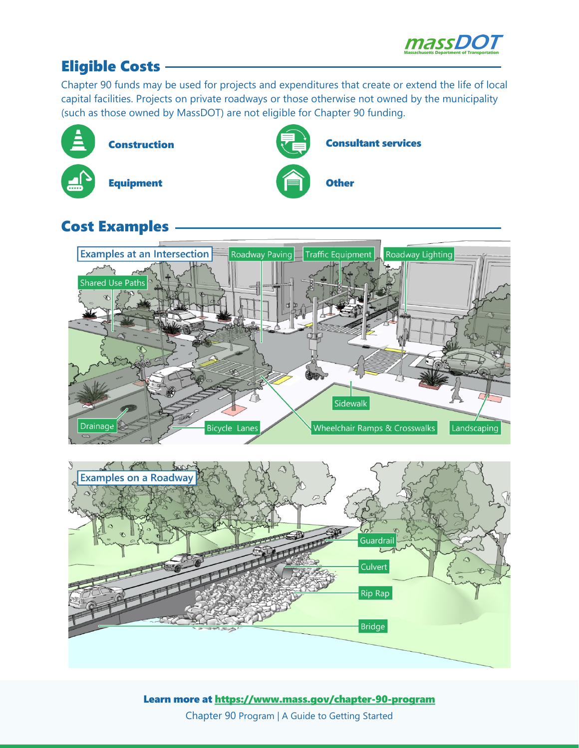## Eligible Costs

Chapter 90 funds may be used for projects and expenditures that create or extend the life of local capital facilities. Projects on private roadways or those otherwise not owned by the municipality (such as those owned by MassDOT) are not eligible for Chapter 90 funding.

- **Construction**
- **Consultant services**
- **Equipment**
- **Other**

## Cost Examples

Examples at an Intersection

Roadway Paving

Traffic Equipment

Roadway Lighting

Shared Use Paths

Sidewalk

Drainage

Bicycle Lanes

Wheelchair Ramps & Crosswalks

Landscaping

Examples on a Roadway

Guardrail

Culvert

Rip Rap

Bridge

**Learn more at [https://www.mass.gov/chapter-90-program](https://www.mass.gov/chapter-90-program)**